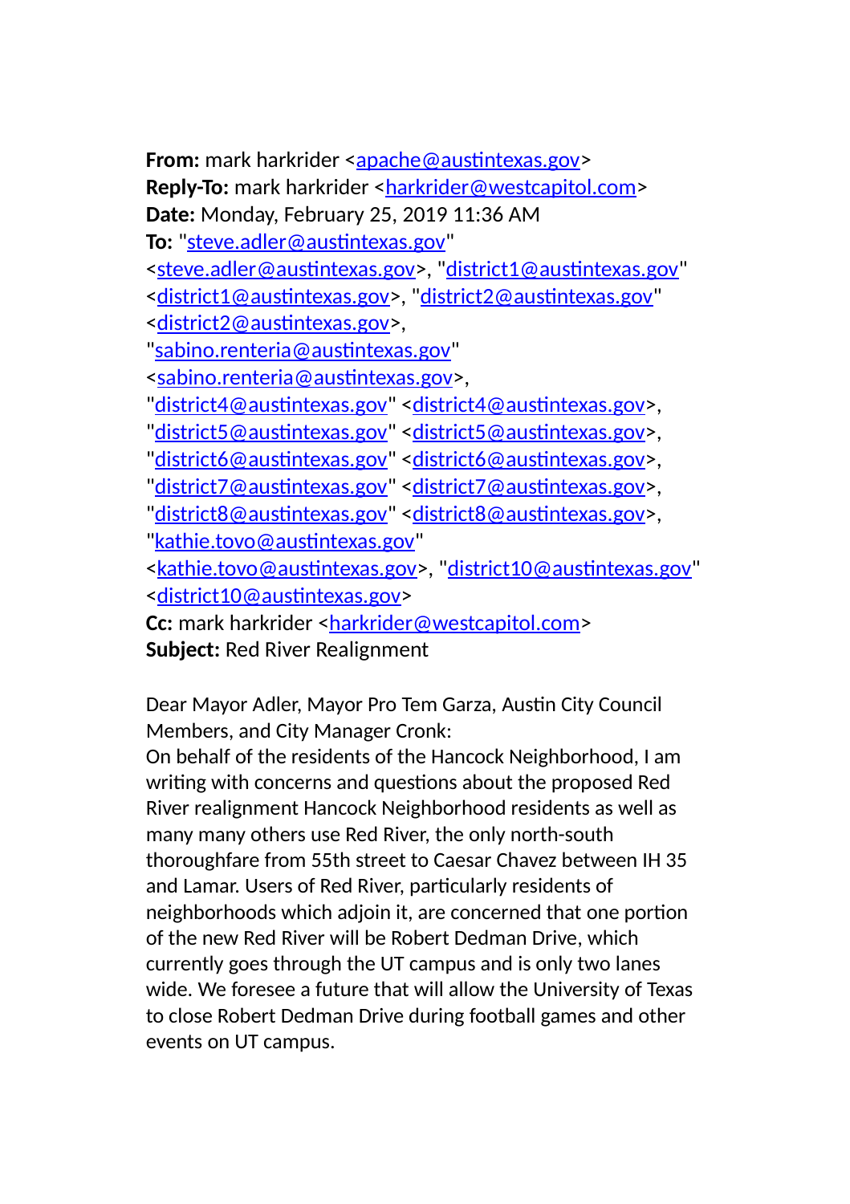**From:** mark harkrider <apache@austintexas.gov>
**Reply-To:** mark harkrider <harkrider@westcapitol.com>
**Date:** Monday, February 25, 2019 11:36 AM
**To:** "steve.adler@austintexas.gov" <steve.adler@austintexas.gov>, "district1@austintexas.gov" <district1@austintexas.gov>, "district2@austintexas.gov" <district2@austintexas.gov>, "sabino.renteria@austintexas.gov" <sabino.renteria@austintexas.gov>, "district4@austintexas.gov" <district4@austintexas.gov>, "district5@austintexas.gov" <district5@austintexas.gov>, "district6@austintexas.gov" <district6@austintexas.gov>, "district7@austintexas.gov" <district7@austintexas.gov>, "district8@austintexas.gov" <district8@austintexas.gov>, "kathie.tovo@austintexas.gov" <kathie.tovo@austintexas.gov>, "district10@austintexas.gov" <district10@austintexas.gov>
**Cc:** mark harkrider <harkrider@westcapitol.com>
**Subject:** Red River Realignment

Dear Mayor Adler, Mayor Pro Tem Garza, Austin City Council Members, and City Manager Cronk:
On behalf of the residents of the Hancock Neighborhood, I am writing with concerns and questions about the proposed Red River realignment Hancock Neighborhood residents as well as many many others use Red River, the only north-south thoroughfare from 55th street to Caesar Chavez between IH 35 and Lamar. Users of Red River, particularly residents of neighborhoods which adjoin it, are concerned that one portion of the new Red River will be Robert Dedman Drive, which currently goes through the UT campus and is only two lanes wide. We foresee a future that will allow the University of Texas to close Robert Dedman Drive during football games and other events on UT campus.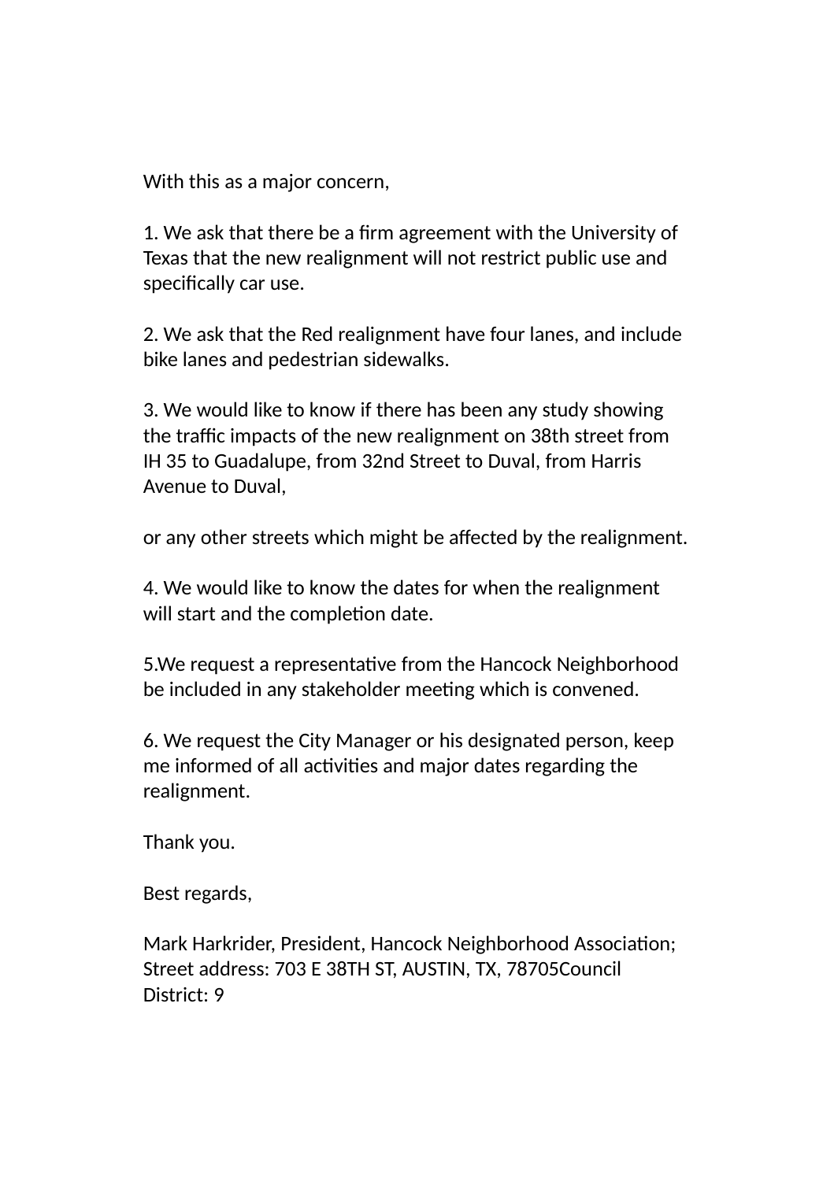With this as a major concern,

1. We ask that there be a firm agreement with the University of Texas that the new realignment will not restrict public use and specifically car use.

2. We ask that the Red realignment have four lanes, and include bike lanes and pedestrian sidewalks.

3. We would like to know if there has been any study showing the traffic impacts of the new realignment on 38th street from IH 35 to Guadalupe, from 32nd Street to Duval, from Harris Avenue to Duval,

or any other streets which might be affected by the realignment.

4. We would like to know the dates for when the realignment will start and the completion date.

5.We request a representative from the Hancock Neighborhood be included in any stakeholder meeting which is convened.

6. We request the City Manager or his designated person, keep me informed of all activities and major dates regarding the realignment.

Thank you.

Best regards,

Mark Harkrider, President, Hancock Neighborhood Association; Street address: 703 E 38TH ST, AUSTIN, TX, 78705Council District: 9